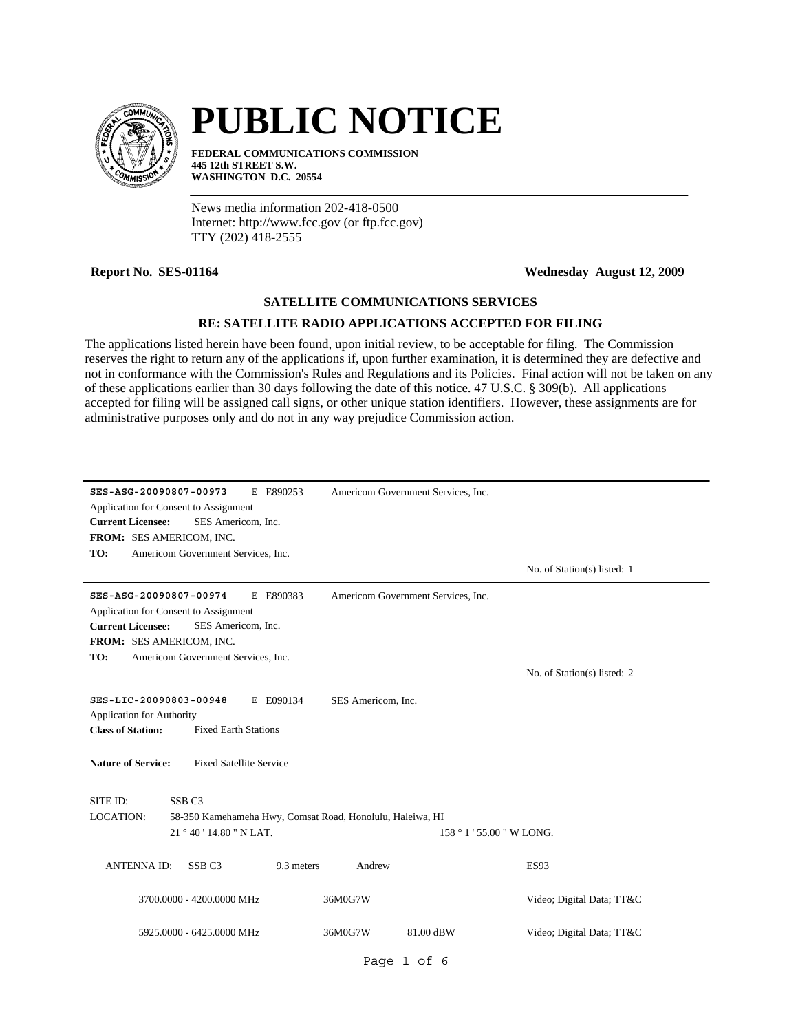# PUBLIC NOTICE

**FEDERAL COMMUNICATIONS COMMISSION**
**445 12th STREET S.W.**
**WASHINGTON D.C. 20554**

News media information 202-418-0500
Internet: http://www.fcc.gov (or ftp.fcc.gov)
TTY (202) 418-2555

**Report No. SES-01164** **Wednesday August 12, 2009**

### SATELLITE COMMUNICATIONS SERVICES

### RE: SATELLITE RADIO APPLICATIONS ACCEPTED FOR FILING

The applications listed herein have been found, upon initial review, to be acceptable for filing. The Commission reserves the right to return any of the applications if, upon further examination, it is determined they are defective and not in conformance with the Commission's Rules and Regulations and its Policies. Final action will not be taken on any of these applications earlier than 30 days following the date of this notice. 47 U.S.C. § 309(b). All applications accepted for filing will be assigned call signs, or other unique station identifiers. However, these assignments are for administrative purposes only and do not in any way prejudice Commission action.

---

**SES-ASG-20090807-00973** E E890253 Americom Government Services, Inc.

Application for Consent to Assignment

**Current Licensee:** SES Americom, Inc.

**FROM:** SES AMERICOM, INC.

**TO:** Americom Government Services, Inc.

No. of Station(s) listed: 1

---

**SES-ASG-20090807-00974** E E890383 Americom Government Services, Inc.

Application for Consent to Assignment

**Current Licensee:** SES Americom, Inc.

**FROM:** SES AMERICOM, INC.

**TO:** Americom Government Services, Inc.

No. of Station(s) listed: 2

---

**SES-LIC-20090803-00948** E E090134 SES Americom, Inc.

Application for Authority

**Class of Station:** Fixed Earth Stations

**Nature of Service:** Fixed Satellite Service

SITE ID: SSB C3

LOCATION: 58-350 Kamehameha Hwy, Comsat Road, Honolulu, Haleiwa, HI

21 ° 40 ' 14.80 " N LAT. 158 ° 1 ' 55.00 " W LONG.

ANTENNA ID: SSB C3 9.3 meters Andrew ES93

| | | | |
|---|---|---|---|
| 3700.0000 - 4200.0000 MHz | 36M0G7W | | Video; Digital Data; TT&C |
| 5925.0000 - 6425.0000 MHz | 36M0G7W | 81.00 dBW | Video; Digital Data; TT&C |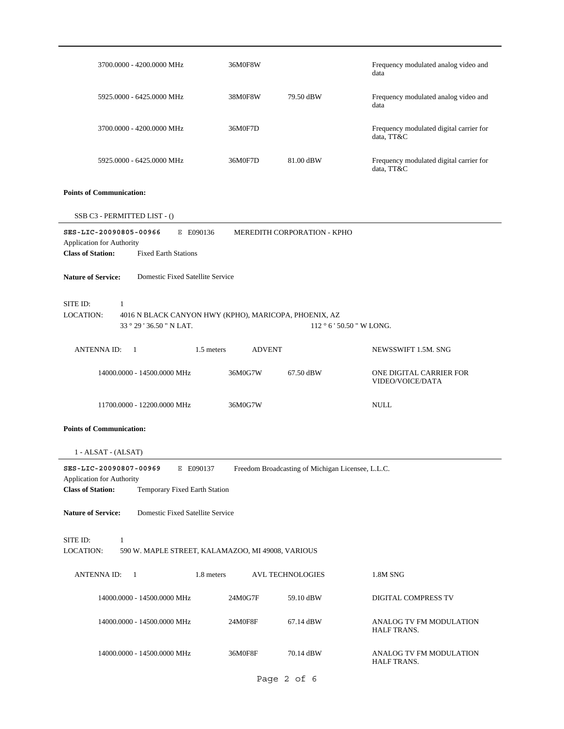| | | | |
|---|---|---|---|
| 3700.0000 - 4200.0000 MHz | 36M0F8W | | Frequency modulated analog video and data |
| 5925.0000 - 6425.0000 MHz | 38M0F8W | 79.50 dBW | Frequency modulated analog video and data |
| 3700.0000 - 4200.0000 MHz | 36M0F7D | | Frequency modulated digital carrier for data, TT&C |
| 5925.0000 - 6425.0000 MHz | 36M0F7D | 81.00 dBW | Frequency modulated digital carrier for data, TT&C |

**Points of Communication:**

SSB C3 - PERMITTED LIST - ()

---

**SES-LIC-20090805-00966** E E090136 MEREDITH CORPORATION - KPHO

Application for Authority

**Class of Station:** Fixed Earth Stations

**Nature of Service:** Domestic Fixed Satellite Service

SITE ID: 1

LOCATION: 4016 N BLACK CANYON HWY (KPHO), MARICOPA, PHOENIX, AZ

33 ° 29 ' 36.50 " N LAT. 112 ° 6 ' 50.50 " W LONG.

ANTENNA ID: 1 1.5 meters ADVENT NEWSSWIFT 1.5M. SNG

| | | | |
|---|---|---|---|
| 14000.0000 - 14500.0000 MHz | 36M0G7W | 67.50 dBW | ONE DIGITAL CARRIER FOR VIDEO/VOICE/DATA |
| 11700.0000 - 12200.0000 MHz | 36M0G7W | | NULL |

**Points of Communication:**

1 - ALSAT - (ALSAT)

---

**SES-LIC-20090807-00969** E E090137 Freedom Broadcasting of Michigan Licensee, L.L.C.

Application for Authority

**Class of Station:** Temporary Fixed Earth Station

**Nature of Service:** Domestic Fixed Satellite Service

SITE ID: 1

LOCATION: 590 W. MAPLE STREET, KALAMAZOO, MI 49008, VARIOUS

ANTENNA ID: 1 1.8 meters AVL TECHNOLOGIES 1.8M SNG

| | | | |
|---|---|---|---|
| 14000.0000 - 14500.0000 MHz | 24M0G7F | 59.10 dBW | DIGITAL COMPRESS TV |
| 14000.0000 - 14500.0000 MHz | 24M0F8F | 67.14 dBW | ANALOG TV FM MODULATION HALF TRANS. |
| 14000.0000 - 14500.0000 MHz | 36M0F8F | 70.14 dBW | ANALOG TV FM MODULATION HALF TRANS. |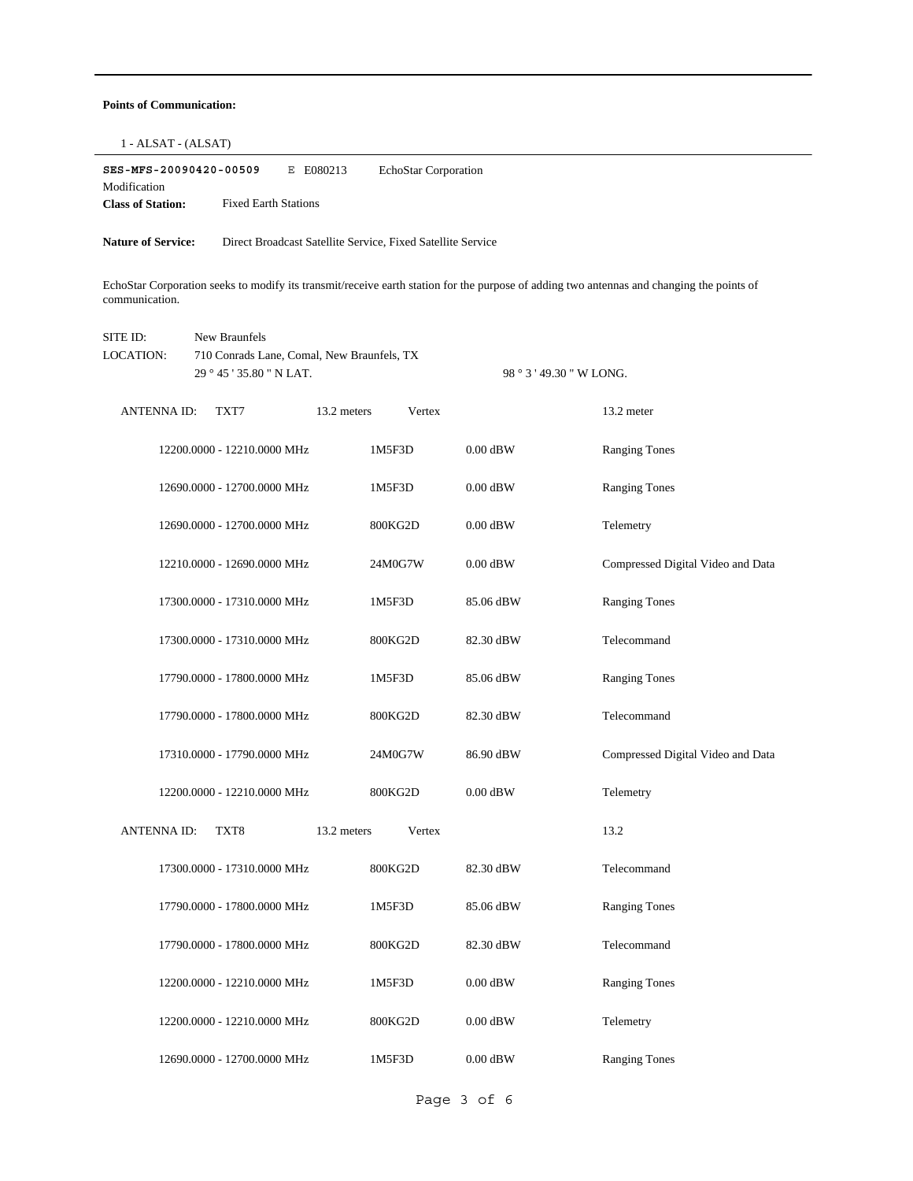**Points of Communication:**

1 - ALSAT - (ALSAT)

---

**SES-MFS-20090420-00509** E E080213 EchoStar Corporation

Modification

**Class of Station:** Fixed Earth Stations

**Nature of Service:** Direct Broadcast Satellite Service, Fixed Satellite Service

EchoStar Corporation seeks to modify its transmit/receive earth station for the purpose of adding two antennas and changing the points of communication.

SITE ID: New Braunfels

LOCATION: 710 Conrads Lane, Comal, New Braunfels, TX

29 ° 45 ' 35.80 " N LAT. 98 ° 3 ' 49.30 " W LONG.

ANTENNA ID: TXT7 13.2 meters Vertex 13.2 meter

| Frequency | Emission | Power | Description |
|---|---|---|---|
| 12200.0000 - 12210.0000 MHz | 1M5F3D | 0.00 dBW | Ranging Tones |
| 12690.0000 - 12700.0000 MHz | 1M5F3D | 0.00 dBW | Ranging Tones |
| 12690.0000 - 12700.0000 MHz | 800KG2D | 0.00 dBW | Telemetry |
| 12210.0000 - 12690.0000 MHz | 24M0G7W | 0.00 dBW | Compressed Digital Video and Data |
| 17300.0000 - 17310.0000 MHz | 1M5F3D | 85.06 dBW | Ranging Tones |
| 17300.0000 - 17310.0000 MHz | 800KG2D | 82.30 dBW | Telecommand |
| 17790.0000 - 17800.0000 MHz | 1M5F3D | 85.06 dBW | Ranging Tones |
| 17790.0000 - 17800.0000 MHz | 800KG2D | 82.30 dBW | Telecommand |
| 17310.0000 - 17790.0000 MHz | 24M0G7W | 86.90 dBW | Compressed Digital Video and Data |
| 12200.0000 - 12210.0000 MHz | 800KG2D | 0.00 dBW | Telemetry |

ANTENNA ID: TXT8 13.2 meters Vertex 13.2

| Frequency | Emission | Power | Description |
|---|---|---|---|
| 17300.0000 - 17310.0000 MHz | 800KG2D | 82.30 dBW | Telecommand |
| 17790.0000 - 17800.0000 MHz | 1M5F3D | 85.06 dBW | Ranging Tones |
| 17790.0000 - 17800.0000 MHz | 800KG2D | 82.30 dBW | Telecommand |
| 12200.0000 - 12210.0000 MHz | 1M5F3D | 0.00 dBW | Ranging Tones |
| 12200.0000 - 12210.0000 MHz | 800KG2D | 0.00 dBW | Telemetry |
| 12690.0000 - 12700.0000 MHz | 1M5F3D | 0.00 dBW | Ranging Tones |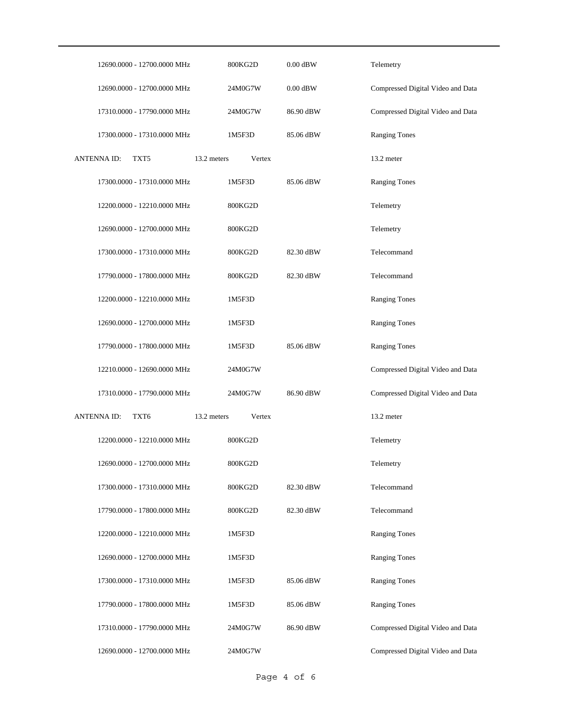| | | | |
|---|---|---|---|
| 12690.0000 - 12700.0000 MHz | 800KG2D | 0.00 dBW | Telemetry |
| 12690.0000 - 12700.0000 MHz | 24M0G7W | 0.00 dBW | Compressed Digital Video and Data |
| 17310.0000 - 17790.0000 MHz | 24M0G7W | 86.90 dBW | Compressed Digital Video and Data |
| 17300.0000 - 17310.0000 MHz | 1M5F3D | 85.06 dBW | Ranging Tones |

| ANTENNA ID: TXT5 | 13.2 meters Vertex | | 13.2 meter |
|---|---|---|---|
| 17300.0000 - 17310.0000 MHz | 1M5F3D | 85.06 dBW | Ranging Tones |
| 12200.0000 - 12210.0000 MHz | 800KG2D | | Telemetry |
| 12690.0000 - 12700.0000 MHz | 800KG2D | | Telemetry |
| 17300.0000 - 17310.0000 MHz | 800KG2D | 82.30 dBW | Telecommand |
| 17790.0000 - 17800.0000 MHz | 800KG2D | 82.30 dBW | Telecommand |
| 12200.0000 - 12210.0000 MHz | 1M5F3D | | Ranging Tones |
| 12690.0000 - 12700.0000 MHz | 1M5F3D | | Ranging Tones |
| 17790.0000 - 17800.0000 MHz | 1M5F3D | 85.06 dBW | Ranging Tones |
| 12210.0000 - 12690.0000 MHz | 24M0G7W | | Compressed Digital Video and Data |
| 17310.0000 - 17790.0000 MHz | 24M0G7W | 86.90 dBW | Compressed Digital Video and Data |

| ANTENNA ID: TXT6 | 13.2 meters Vertex | | 13.2 meter |
|---|---|---|---|
| 12200.0000 - 12210.0000 MHz | 800KG2D | | Telemetry |
| 12690.0000 - 12700.0000 MHz | 800KG2D | | Telemetry |
| 17300.0000 - 17310.0000 MHz | 800KG2D | 82.30 dBW | Telecommand |
| 17790.0000 - 17800.0000 MHz | 800KG2D | 82.30 dBW | Telecommand |
| 12200.0000 - 12210.0000 MHz | 1M5F3D | | Ranging Tones |
| 12690.0000 - 12700.0000 MHz | 1M5F3D | | Ranging Tones |
| 17300.0000 - 17310.0000 MHz | 1M5F3D | 85.06 dBW | Ranging Tones |
| 17790.0000 - 17800.0000 MHz | 1M5F3D | 85.06 dBW | Ranging Tones |
| 17310.0000 - 17790.0000 MHz | 24M0G7W | 86.90 dBW | Compressed Digital Video and Data |
| 12690.0000 - 12700.0000 MHz | 24M0G7W | | Compressed Digital Video and Data |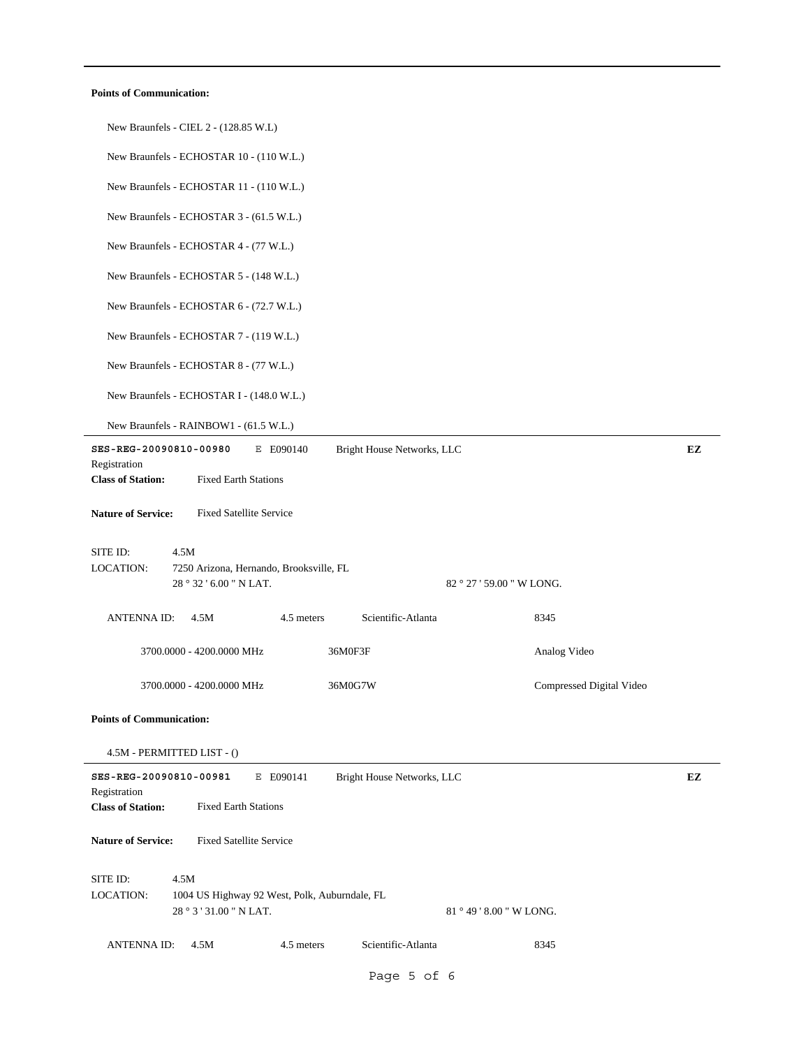**Points of Communication:**

New Braunfels - CIEL 2 - (128.85 W.L)

New Braunfels - ECHOSTAR 10 - (110 W.L.)

New Braunfels - ECHOSTAR 11 - (110 W.L.)

New Braunfels - ECHOSTAR 3 - (61.5 W.L.)

New Braunfels - ECHOSTAR 4 - (77 W.L.)

New Braunfels - ECHOSTAR 5 - (148 W.L.)

New Braunfels - ECHOSTAR 6 - (72.7 W.L.)

New Braunfels - ECHOSTAR 7 - (119 W.L.)

New Braunfels - ECHOSTAR 8 - (77 W.L.)

New Braunfels - ECHOSTAR I - (148.0 W.L.)

New Braunfels - RAINBOW1 - (61.5 W.L.)

---

**SES-REG-20090810-00980** E E090140 Bright House Networks, LLC **EZ**

Registration

**Class of Station:** Fixed Earth Stations

**Nature of Service:** Fixed Satellite Service

SITE ID: 4.5M

LOCATION: 7250 Arizona, Hernando, Brooksville, FL

28 ° 32 ' 6.00 " N LAT. 82 ° 27 ' 59.00 " W LONG.

ANTENNA ID: 4.5M 4.5 meters Scientific-Atlanta 8345

| | | |
|---|---|---|
| 3700.0000 - 4200.0000 MHz | 36M0F3F | Analog Video |
| 3700.0000 - 4200.0000 MHz | 36M0G7W | Compressed Digital Video |

**Points of Communication:**

4.5M - PERMITTED LIST - ()

---

**SES-REG-20090810-00981** E E090141 Bright House Networks, LLC **EZ**

Registration

**Class of Station:** Fixed Earth Stations

**Nature of Service:** Fixed Satellite Service

SITE ID: 4.5M

LOCATION: 1004 US Highway 92 West, Polk, Auburndale, FL

28 ° 3 ' 31.00 " N LAT. 81 ° 49 ' 8.00 " W LONG.

ANTENNA ID: 4.5M 4.5 meters Scientific-Atlanta 8345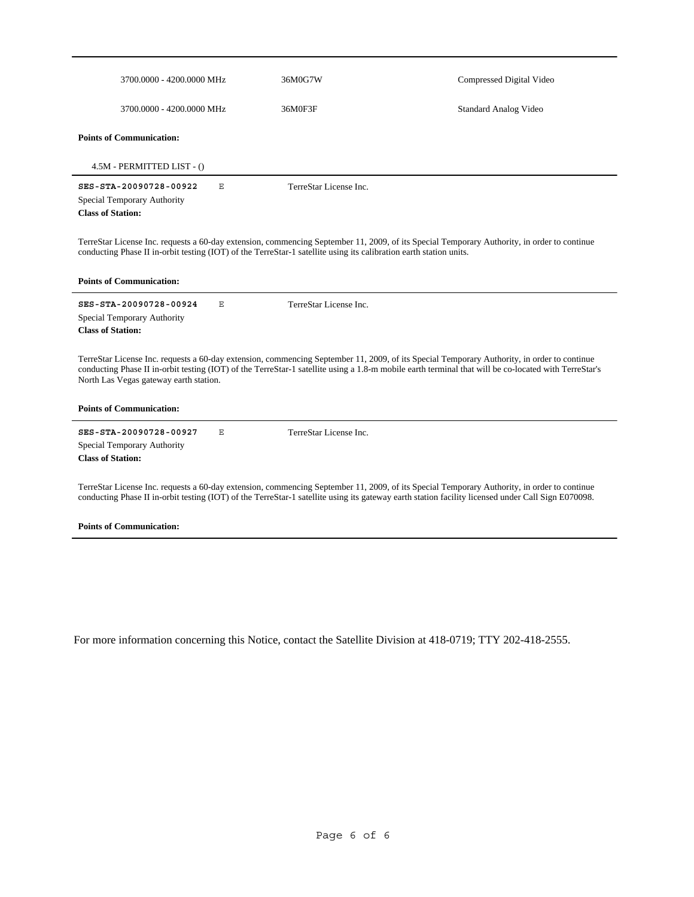| | | |
|---|---|---|
| 3700.0000 - 4200.0000 MHz | 36M0G7W | Compressed Digital Video |
| 3700.0000 - 4200.0000 MHz | 36M0F3F | Standard Analog Video |

**Points of Communication:**

4.5M - PERMITTED LIST - ()

---

**SES-STA-20090728-00922** E TerreStar License Inc.

Special Temporary Authority

**Class of Station:**

TerreStar License Inc. requests a 60-day extension, commencing September 11, 2009, of its Special Temporary Authority, in order to continue conducting Phase II in-orbit testing (IOT) of the TerreStar-1 satellite using its calibration earth station units.

**Points of Communication:**

---

**SES-STA-20090728-00924** E TerreStar License Inc.

Special Temporary Authority

**Class of Station:**

TerreStar License Inc. requests a 60-day extension, commencing September 11, 2009, of its Special Temporary Authority, in order to continue conducting Phase II in-orbit testing (IOT) of the TerreStar-1 satellite using a 1.8-m mobile earth terminal that will be co-located with TerreStar's North Las Vegas gateway earth station.

**Points of Communication:**

---

**SES-STA-20090728-00927** E TerreStar License Inc.

Special Temporary Authority

**Class of Station:**

TerreStar License Inc. requests a 60-day extension, commencing September 11, 2009, of its Special Temporary Authority, in order to continue conducting Phase II in-orbit testing (IOT) of the TerreStar-1 satellite using its gateway earth station facility licensed under Call Sign E070098.

**Points of Communication:**

---

For more information concerning this Notice, contact the Satellite Division at 418-0719; TTY 202-418-2555.